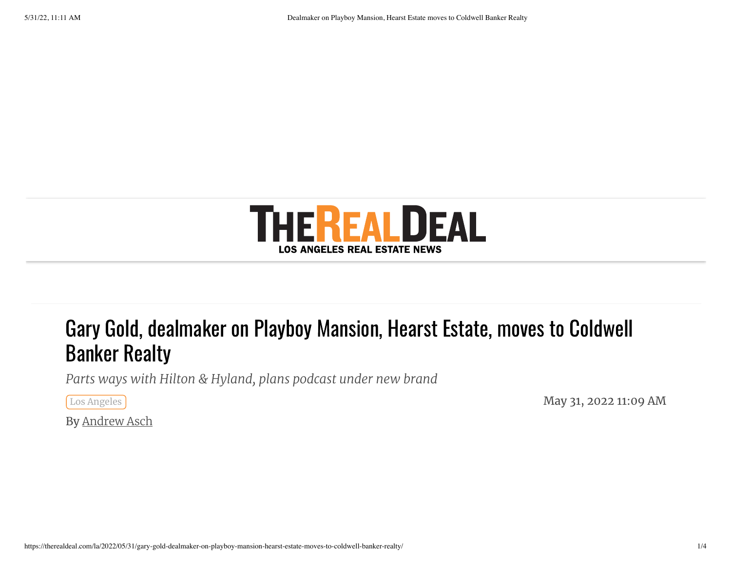THE REAL DEAL
LOS ANGELES REAL ESTATE NEWS

# Gary Gold, dealmaker on Playboy Mansion, Hearst Estate, moves to Coldwell Banker Realty

*Parts ways with Hilton & Hyland, plans podcast under new brand*

Los Angeles

May 31, 2022 11:09 AM

By Andrew Asch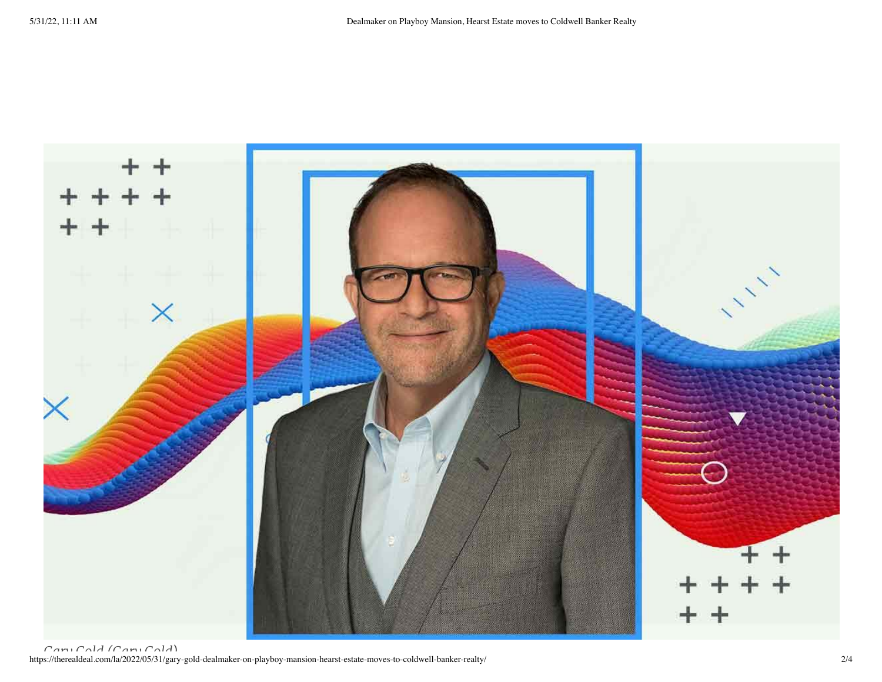*Gary Gold (Gary Gold)*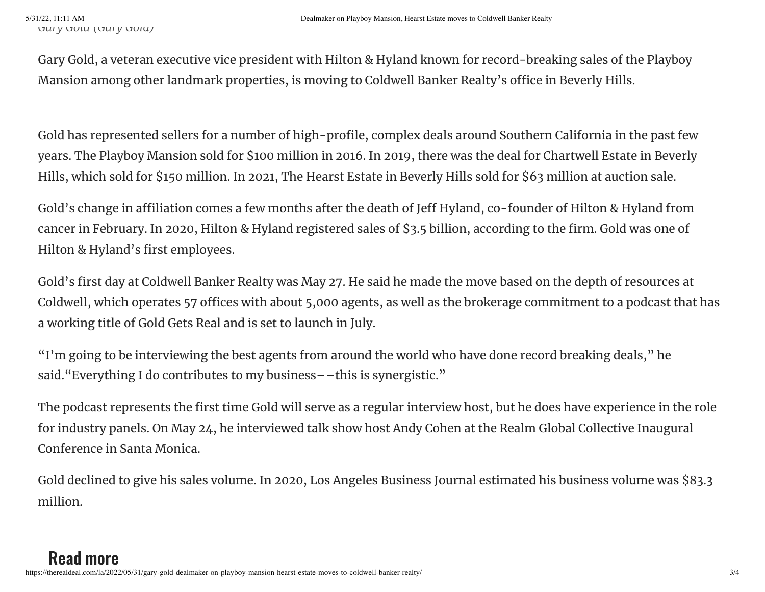*Gary Gold (Gary Gold)*

Gary Gold, a veteran executive vice president with Hilton & Hyland known for record-breaking sales of the Playboy Mansion among other landmark properties, is moving to Coldwell Banker Realty's office in Beverly Hills.

Gold has represented sellers for a number of high-profile, complex deals around Southern California in the past few years. The Playboy Mansion sold for $100 million in 2016. In 2019, there was the deal for Chartwell Estate in Beverly Hills, which sold for $150 million. In 2021, The Hearst Estate in Beverly Hills sold for $63 million at auction sale.

Gold's change in affiliation comes a few months after the death of Jeff Hyland, co-founder of Hilton & Hyland from cancer in February. In 2020, Hilton & Hyland registered sales of $3.5 billion, according to the firm. Gold was one of Hilton & Hyland's first employees.

Gold's first day at Coldwell Banker Realty was May 27. He said he made the move based on the depth of resources at Coldwell, which operates 57 offices with about 5,000 agents, as well as the brokerage commitment to a podcast that has a working title of Gold Gets Real and is set to launch in July.

"I'm going to be interviewing the best agents from around the world who have done record breaking deals," he said."Everything I do contributes to my business––this is synergistic."

The podcast represents the first time Gold will serve as a regular interview host, but he does have experience in the role for industry panels. On May 24, he interviewed talk show host Andy Cohen at the Realm Global Collective Inaugural Conference in Santa Monica.

Gold declined to give his sales volume. In 2020, Los Angeles Business Journal estimated his business volume was $83.3 million.

## Read more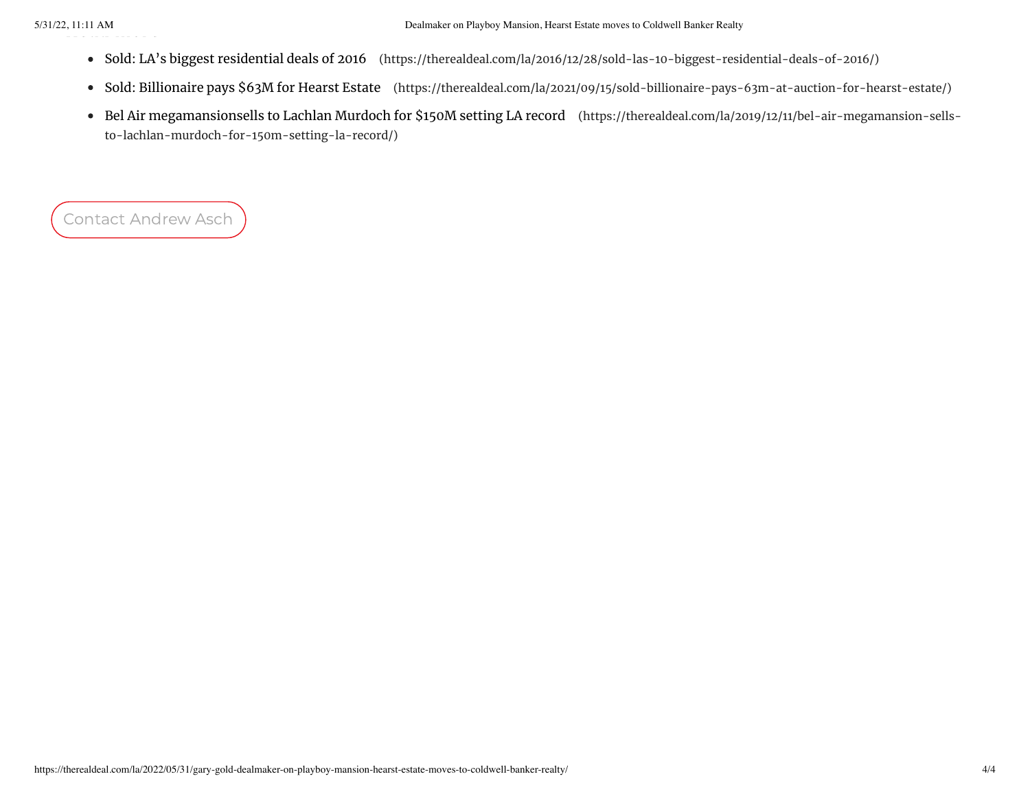- Sold: LA's biggest residential deals of 2016 (https://therealdeal.com/la/2016/12/28/sold-las-10-biggest-residential-deals-of-2016/)
- Sold: Billionaire pays $63M for Hearst Estate (https://therealdeal.com/la/2021/09/15/sold-billionaire-pays-63m-at-auction-for-hearst-estate/)
- Bel Air megamansionsells to Lachlan Murdoch for $150M setting LA record (https://therealdeal.com/la/2019/12/11/bel-air-megamansion-sells-to-lachlan-murdoch-for-150m-setting-la-record/)

Contact Andrew Asch